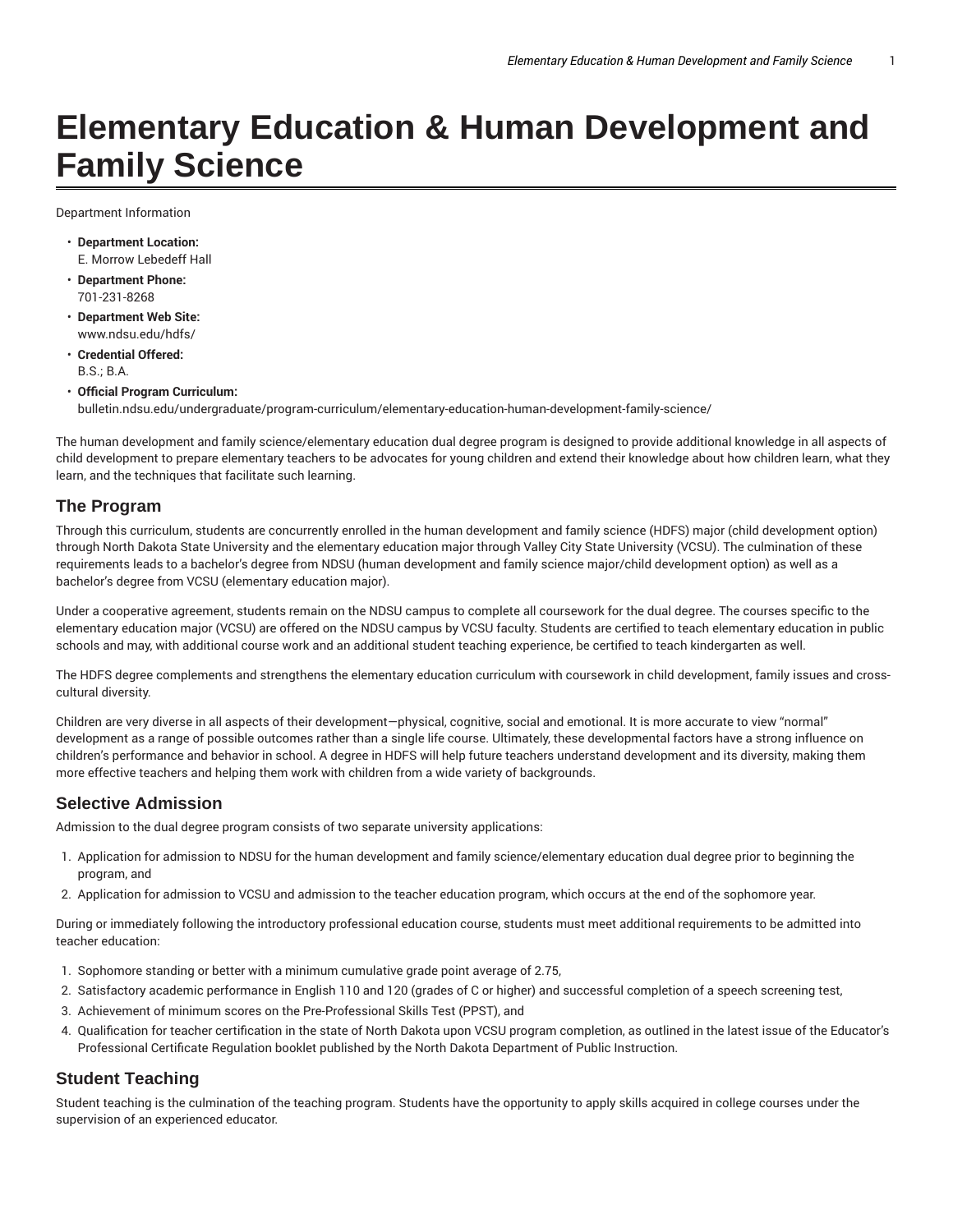# Elementary Education & Human Development and Family Science

Department Information

- **Department Location:**
  E. Morrow Lebedeff Hall
- **Department Phone:**
  701-231-8268
- **Department Web Site:**
  www.ndsu.edu/hdfs/
- **Credential Offered:**
  B.S.; B.A.
- **Official Program Curriculum:**
  bulletin.ndsu.edu/undergraduate/program-curriculum/elementary-education-human-development-family-science/

The human development and family science/elementary education dual degree program is designed to provide additional knowledge in all aspects of child development to prepare elementary teachers to be advocates for young children and extend their knowledge about how children learn, what they learn, and the techniques that facilitate such learning.

## The Program

Through this curriculum, students are concurrently enrolled in the human development and family science (HDFS) major (child development option) through North Dakota State University and the elementary education major through Valley City State University (VCSU). The culmination of these requirements leads to a bachelor's degree from NDSU (human development and family science major/child development option) as well as a bachelor's degree from VCSU (elementary education major).

Under a cooperative agreement, students remain on the NDSU campus to complete all coursework for the dual degree. The courses specific to the elementary education major (VCSU) are offered on the NDSU campus by VCSU faculty. Students are certified to teach elementary education in public schools and may, with additional course work and an additional student teaching experience, be certified to teach kindergarten as well.

The HDFS degree complements and strengthens the elementary education curriculum with coursework in child development, family issues and cross-cultural diversity.

Children are very diverse in all aspects of their development—physical, cognitive, social and emotional. It is more accurate to view "normal" development as a range of possible outcomes rather than a single life course. Ultimately, these developmental factors have a strong influence on children's performance and behavior in school. A degree in HDFS will help future teachers understand development and its diversity, making them more effective teachers and helping them work with children from a wide variety of backgrounds.

## Selective Admission

Admission to the dual degree program consists of two separate university applications:

1. Application for admission to NDSU for the human development and family science/elementary education dual degree prior to beginning the program, and
2. Application for admission to VCSU and admission to the teacher education program, which occurs at the end of the sophomore year.

During or immediately following the introductory professional education course, students must meet additional requirements to be admitted into teacher education:

1. Sophomore standing or better with a minimum cumulative grade point average of 2.75,
2. Satisfactory academic performance in English 110 and 120 (grades of C or higher) and successful completion of a speech screening test,
3. Achievement of minimum scores on the Pre-Professional Skills Test (PPST), and
4. Qualification for teacher certification in the state of North Dakota upon VCSU program completion, as outlined in the latest issue of the Educator's Professional Certificate Regulation booklet published by the North Dakota Department of Public Instruction.

## Student Teaching

Student teaching is the culmination of the teaching program. Students have the opportunity to apply skills acquired in college courses under the supervision of an experienced educator.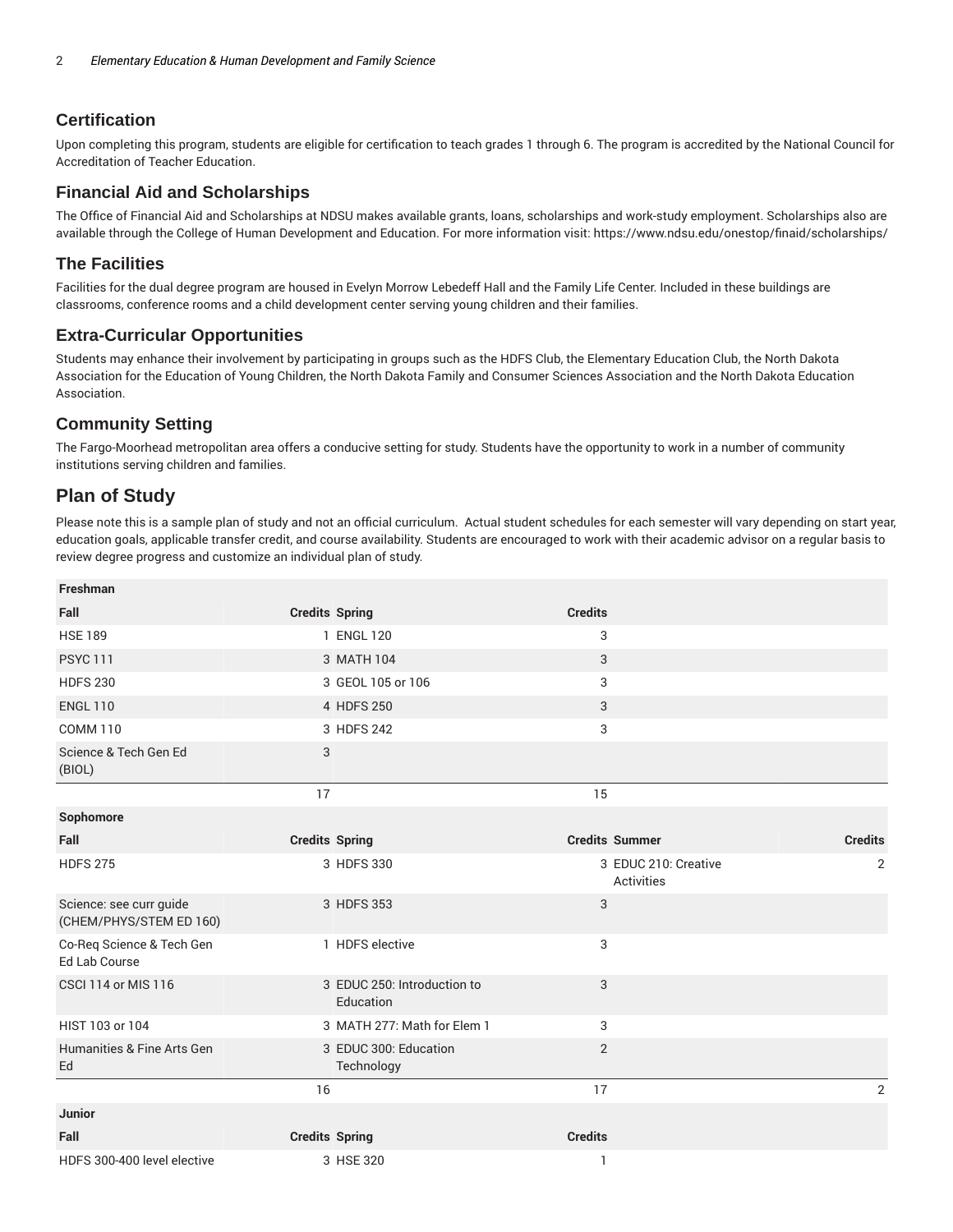## Certification

Upon completing this program, students are eligible for certification to teach grades 1 through 6. The program is accredited by the National Council for Accreditation of Teacher Education.

## Financial Aid and Scholarships

The Office of Financial Aid and Scholarships at NDSU makes available grants, loans, scholarships and work-study employment. Scholarships also are available through the College of Human Development and Education. For more information visit: https://www.ndsu.edu/onestop/finaid/scholarships/

## The Facilities

Facilities for the dual degree program are housed in Evelyn Morrow Lebedeff Hall and the Family Life Center. Included in these buildings are classrooms, conference rooms and a child development center serving young children and their families.

## Extra-Curricular Opportunities

Students may enhance their involvement by participating in groups such as the HDFS Club, the Elementary Education Club, the North Dakota Association for the Education of Young Children, the North Dakota Family and Consumer Sciences Association and the North Dakota Education Association.

## Community Setting

The Fargo-Moorhead metropolitan area offers a conducive setting for study. Students have the opportunity to work in a number of community institutions serving children and families.

# Plan of Study

Please note this is a sample plan of study and not an official curriculum. Actual student schedules for each semester will vary depending on start year, education goals, applicable transfer credit, and course availability. Students are encouraged to work with their academic advisor on a regular basis to review degree progress and customize an individual plan of study.

| Freshman | | | | | |
|---|---|---|---|---|---|
| **Fall** | **Credits** | **Spring** | **Credits** | | |
| HSE 189 | 1 | ENGL 120 | 3 | | |
| PSYC 111 | 3 | MATH 104 | 3 | | |
| HDFS 230 | 3 | GEOL 105 or 106 | 3 | | |
| ENGL 110 | 4 | HDFS 250 | 3 | | |
| COMM 110 | 3 | HDFS 242 | 3 | | |
| Science & Tech Gen Ed (BIOL) | 3 | | | | |
| | 17 | | 15 | | |
| **Sophomore** | | | | | |
| **Fall** | **Credits** | **Spring** | **Credits** | **Summer** | **Credits** |
| HDFS 275 | 3 | HDFS 330 | 3 | EDUC 210: Creative Activities | 2 |
| Science: see curr guide (CHEM/PHYS/STEM ED 160) | 3 | HDFS 353 | 3 | | |
| Co-Req Science & Tech Gen Ed Lab Course | 1 | HDFS elective | 3 | | |
| CSCI 114 or MIS 116 | 3 | EDUC 250: Introduction to Education | 3 | | |
| HIST 103 or 104 | 3 | MATH 277: Math for Elem 1 | 3 | | |
| Humanities & Fine Arts Gen Ed | 3 | EDUC 300: Education Technology | 2 | | |
| | 16 | | 17 | | 2 |
| **Junior** | | | | | |
| **Fall** | **Credits** | **Spring** | **Credits** | | |
| HDFS 300-400 level elective | 3 | HSE 320 | 1 | | |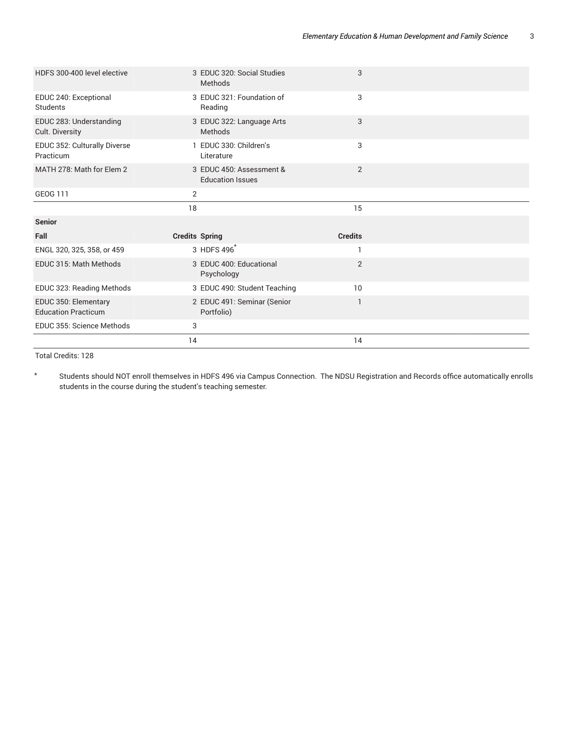| | | | |
|---|---|---|---|
| HDFS 300-400 level elective | 3 | EDUC 320: Social Studies Methods | 3 |
| EDUC 240: Exceptional Students | 3 | EDUC 321: Foundation of Reading | 3 |
| EDUC 283: Understanding Cult. Diversity | 3 | EDUC 322: Language Arts Methods | 3 |
| EDUC 352: Culturally Diverse Practicum | 1 | EDUC 330: Children's Literature | 3 |
| MATH 278: Math for Elem 2 | 3 | EDUC 450: Assessment & Education Issues | 2 |
| GEOG 111 | 2 | | |
| | 18 | | 15 |
| **Senior** | | | |
| **Fall** | **Credits** | **Spring** | **Credits** |
| ENGL 320, 325, 358, or 459 | 3 | HDFS 496* | 1 |
| EDUC 315: Math Methods | 3 | EDUC 400: Educational Psychology | 2 |
| EDUC 323: Reading Methods | 3 | EDUC 490: Student Teaching | 10 |
| EDUC 350: Elementary Education Practicum | 2 | EDUC 491: Seminar (Senior Portfolio) | 1 |
| EDUC 355: Science Methods | 3 | | |
| | 14 | | 14 |

Total Credits: 128

\* Students should NOT enroll themselves in HDFS 496 via Campus Connection. The NDSU Registration and Records office automatically enrolls students in the course during the student's teaching semester.